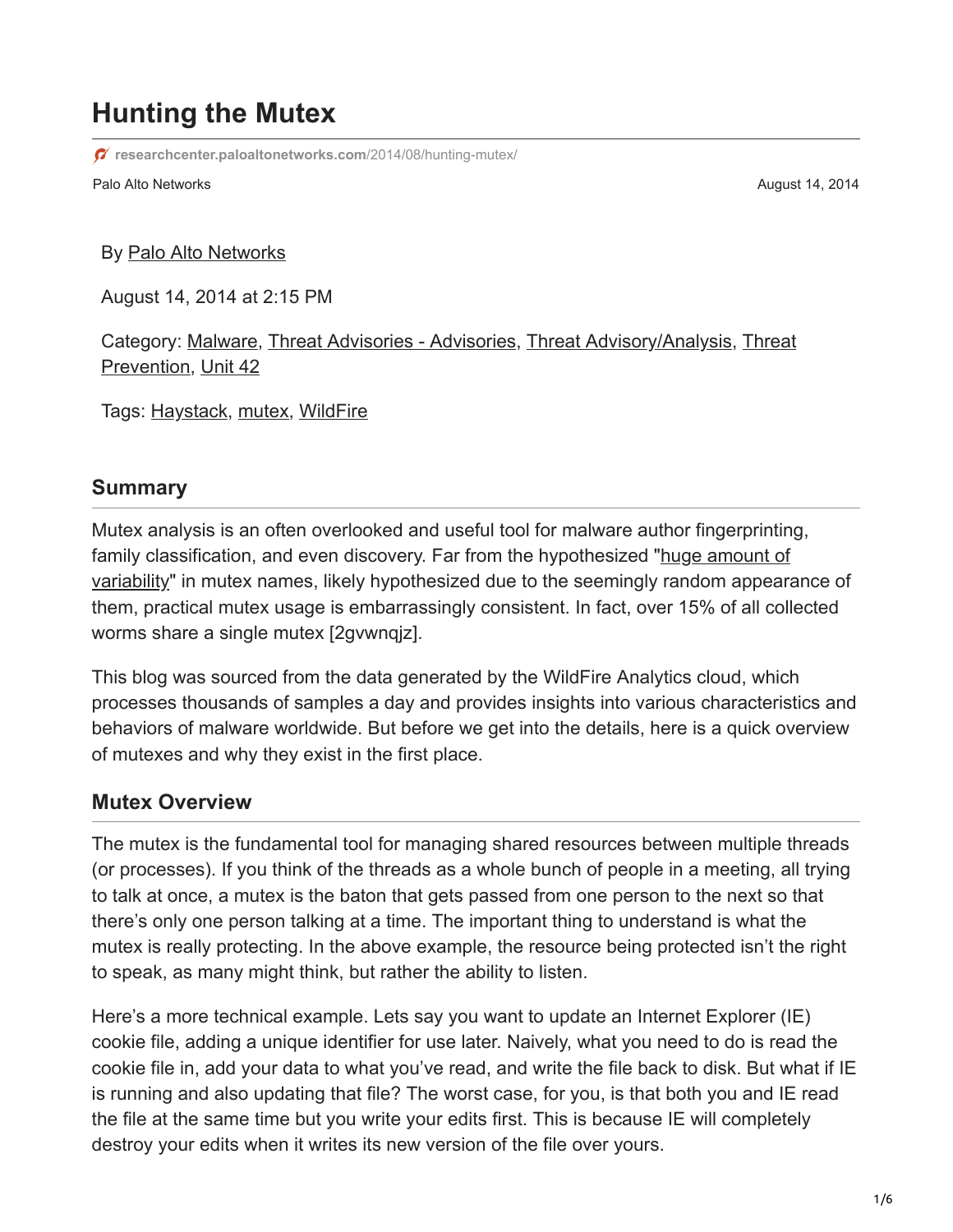# Hunting the Mutex

researchcenter.paloaltonetworks.com/2014/08/hunting-mutex/

Palo Alto Networks

August 14, 2014

By Palo Alto Networks

August 14, 2014 at 2:15 PM

Category: Malware, Threat Advisories - Advisories, Threat Advisory/Analysis, Threat Prevention, Unit 42

Tags: Haystack, mutex, WildFire

## Summary

Mutex analysis is an often overlooked and useful tool for malware author fingerprinting, family classification, and even discovery. Far from the hypothesized "huge amount of variability" in mutex names, likely hypothesized due to the seemingly random appearance of them, practical mutex usage is embarrassingly consistent. In fact, over 15% of all collected worms share a single mutex [2gvwnqjz].

This blog was sourced from the data generated by the WildFire Analytics cloud, which processes thousands of samples a day and provides insights into various characteristics and behaviors of malware worldwide. But before we get into the details, here is a quick overview of mutexes and why they exist in the first place.

## Mutex Overview

The mutex is the fundamental tool for managing shared resources between multiple threads (or processes). If you think of the threads as a whole bunch of people in a meeting, all trying to talk at once, a mutex is the baton that gets passed from one person to the next so that there's only one person talking at a time. The important thing to understand is what the mutex is really protecting. In the above example, the resource being protected isn't the right to speak, as many might think, but rather the ability to listen.

Here's a more technical example. Lets say you want to update an Internet Explorer (IE) cookie file, adding a unique identifier for use later. Naively, what you need to do is read the cookie file in, add your data to what you've read, and write the file back to disk. But what if IE is running and also updating that file? The worst case, for you, is that both you and IE read the file at the same time but you write your edits first. This is because IE will completely destroy your edits when it writes its new version of the file over yours.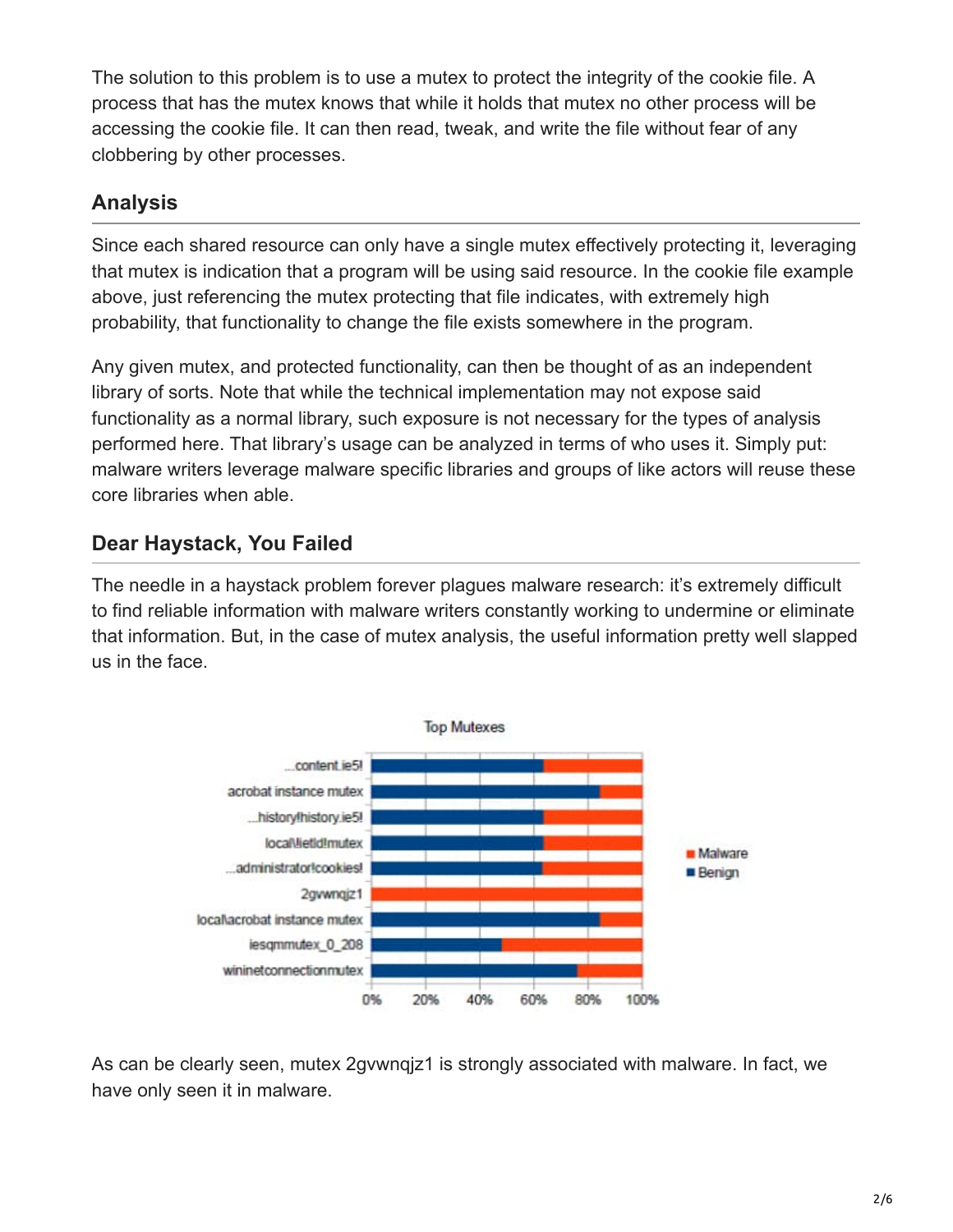The solution to this problem is to use a mutex to protect the integrity of the cookie file. A process that has the mutex knows that while it holds that mutex no other process will be accessing the cookie file. It can then read, tweak, and write the file without fear of any clobbering by other processes.

## Analysis

Since each shared resource can only have a single mutex effectively protecting it, leveraging that mutex is indication that a program will be using said resource. In the cookie file example above, just referencing the mutex protecting that file indicates, with extremely high probability, that functionality to change the file exists somewhere in the program.

Any given mutex, and protected functionality, can then be thought of as an independent library of sorts. Note that while the technical implementation may not expose said functionality as a normal library, such exposure is not necessary for the types of analysis performed here. That library's usage can be analyzed in terms of who uses it. Simply put: malware writers leverage malware specific libraries and groups of like actors will reuse these core libraries when able.

## Dear Haystack, You Failed

The needle in a haystack problem forever plagues malware research: it's extremely difficult to find reliable information with malware writers constantly working to undermine or eliminate that information. But, in the case of mutex analysis, the useful information pretty well slapped us in the face.

Top Mutexes

| Mutex | Benign | Malware |
|---|---|---|
| ...content.ie5! | ~64% | ~36% |
| acrobat instance mutex | ~85% | ~15% |
| ...history!history.ie5! | ~64% | ~36% |
| local\!ietld!mutex | ~64% | ~36% |
| ...administrator!cookies! | ~63% | ~37% |
| 2gvwnqjz1 | 0% | 100% |
| local\acrobat instance mutex | ~85% | ~15% |
| iesqmmutex_0_208 | ~48% | ~52% |
| wininetconnectionmutex | ~76% | ~24% |

As can be clearly seen, mutex 2gvwnqjz1 is strongly associated with malware. In fact, we have only seen it in malware.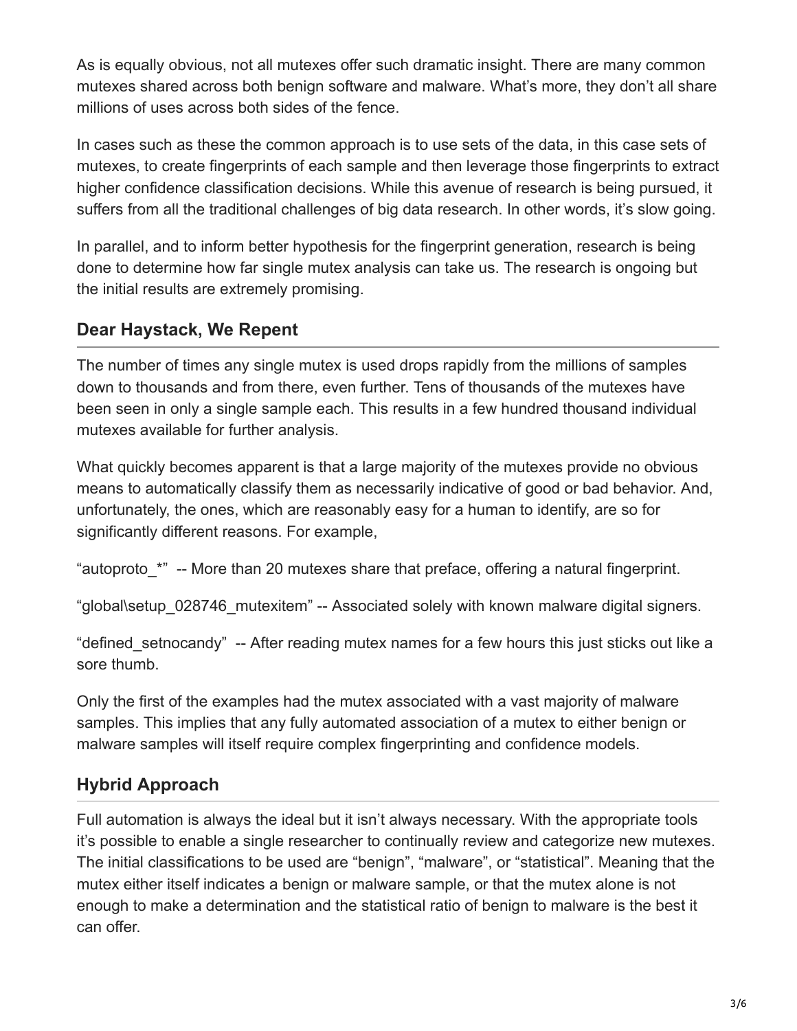As is equally obvious, not all mutexes offer such dramatic insight. There are many common mutexes shared across both benign software and malware. What's more, they don't all share millions of uses across both sides of the fence.

In cases such as these the common approach is to use sets of the data, in this case sets of mutexes, to create fingerprints of each sample and then leverage those fingerprints to extract higher confidence classification decisions. While this avenue of research is being pursued, it suffers from all the traditional challenges of big data research. In other words, it's slow going.

In parallel, and to inform better hypothesis for the fingerprint generation, research is being done to determine how far single mutex analysis can take us. The research is ongoing but the initial results are extremely promising.

## Dear Haystack, We Repent

The number of times any single mutex is used drops rapidly from the millions of samples down to thousands and from there, even further. Tens of thousands of the mutexes have been seen in only a single sample each. This results in a few hundred thousand individual mutexes available for further analysis.

What quickly becomes apparent is that a large majority of the mutexes provide no obvious means to automatically classify them as necessarily indicative of good or bad behavior. And, unfortunately, the ones, which are reasonably easy for a human to identify, are so for significantly different reasons. For example,

"autoproto_*" -- More than 20 mutexes share that preface, offering a natural fingerprint.

"global\setup_028746_mutexitem" -- Associated solely with known malware digital signers.

"defined_setnocandy" -- After reading mutex names for a few hours this just sticks out like a sore thumb.

Only the first of the examples had the mutex associated with a vast majority of malware samples. This implies that any fully automated association of a mutex to either benign or malware samples will itself require complex fingerprinting and confidence models.

## Hybrid Approach

Full automation is always the ideal but it isn't always necessary. With the appropriate tools it's possible to enable a single researcher to continually review and categorize new mutexes. The initial classifications to be used are "benign", "malware", or "statistical". Meaning that the mutex either itself indicates a benign or malware sample, or that the mutex alone is not enough to make a determination and the statistical ratio of benign to malware is the best it can offer.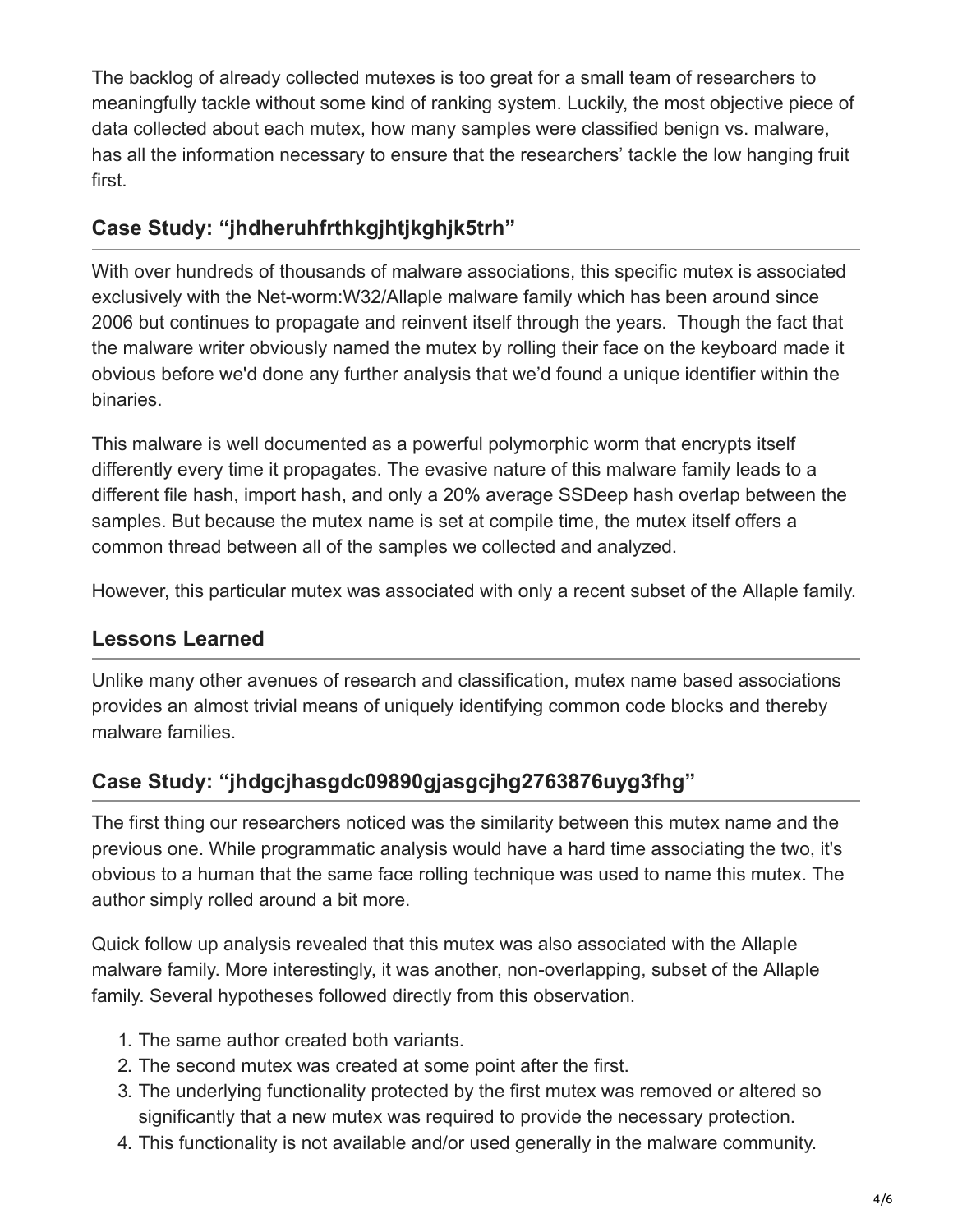The backlog of already collected mutexes is too great for a small team of researchers to meaningfully tackle without some kind of ranking system. Luckily, the most objective piece of data collected about each mutex, how many samples were classified benign vs. malware, has all the information necessary to ensure that the researchers' tackle the low hanging fruit first.

## Case Study: "jhdheruhfrthkgjhtjkghjk5trh"

With over hundreds of thousands of malware associations, this specific mutex is associated exclusively with the Net-worm:W32/Allaple malware family which has been around since 2006 but continues to propagate and reinvent itself through the years. Though the fact that the malware writer obviously named the mutex by rolling their face on the keyboard made it obvious before we'd done any further analysis that we'd found a unique identifier within the binaries.

This malware is well documented as a powerful polymorphic worm that encrypts itself differently every time it propagates. The evasive nature of this malware family leads to a different file hash, import hash, and only a 20% average SSDeep hash overlap between the samples. But because the mutex name is set at compile time, the mutex itself offers a common thread between all of the samples we collected and analyzed.

However, this particular mutex was associated with only a recent subset of the Allaple family.

## Lessons Learned

Unlike many other avenues of research and classification, mutex name based associations provides an almost trivial means of uniquely identifying common code blocks and thereby malware families.

## Case Study: "jhdgcjhasgdc09890gjasgcjhg2763876uyg3fhg"

The first thing our researchers noticed was the similarity between this mutex name and the previous one. While programmatic analysis would have a hard time associating the two, it's obvious to a human that the same face rolling technique was used to name this mutex. The author simply rolled around a bit more.

Quick follow up analysis revealed that this mutex was also associated with the Allaple malware family. More interestingly, it was another, non-overlapping, subset of the Allaple family. Several hypotheses followed directly from this observation.

1. The same author created both variants.
2. The second mutex was created at some point after the first.
3. The underlying functionality protected by the first mutex was removed or altered so significantly that a new mutex was required to provide the necessary protection.
4. This functionality is not available and/or used generally in the malware community.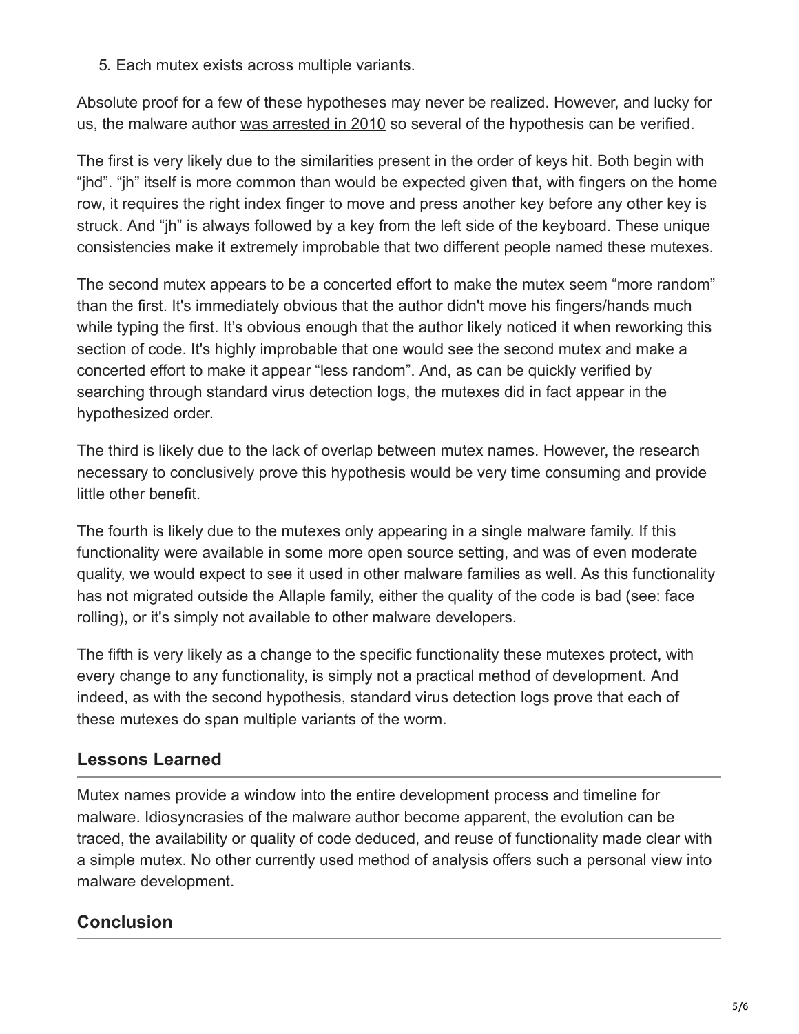5. Each mutex exists across multiple variants.

Absolute proof for a few of these hypotheses may never be realized. However, and lucky for us, the malware author was arrested in 2010 so several of the hypothesis can be verified.

The first is very likely due to the similarities present in the order of keys hit. Both begin with “jhd”. “jh” itself is more common than would be expected given that, with fingers on the home row, it requires the right index finger to move and press another key before any other key is struck. And “jh” is always followed by a key from the left side of the keyboard. These unique consistencies make it extremely improbable that two different people named these mutexes.

The second mutex appears to be a concerted effort to make the mutex seem “more random” than the first. It's immediately obvious that the author didn't move his fingers/hands much while typing the first. It’s obvious enough that the author likely noticed it when reworking this section of code. It's highly improbable that one would see the second mutex and make a concerted effort to make it appear “less random”. And, as can be quickly verified by searching through standard virus detection logs, the mutexes did in fact appear in the hypothesized order.

The third is likely due to the lack of overlap between mutex names. However, the research necessary to conclusively prove this hypothesis would be very time consuming and provide little other benefit.

The fourth is likely due to the mutexes only appearing in a single malware family. If this functionality were available in some more open source setting, and was of even moderate quality, we would expect to see it used in other malware families as well. As this functionality has not migrated outside the Allaple family, either the quality of the code is bad (see: face rolling), or it's simply not available to other malware developers.

The fifth is very likely as a change to the specific functionality these mutexes protect, with every change to any functionality, is simply not a practical method of development. And indeed, as with the second hypothesis, standard virus detection logs prove that each of these mutexes do span multiple variants of the worm.

## Lessons Learned

Mutex names provide a window into the entire development process and timeline for malware. Idiosyncrasies of the malware author become apparent, the evolution can be traced, the availability or quality of code deduced, and reuse of functionality made clear with a simple mutex. No other currently used method of analysis offers such a personal view into malware development.

## Conclusion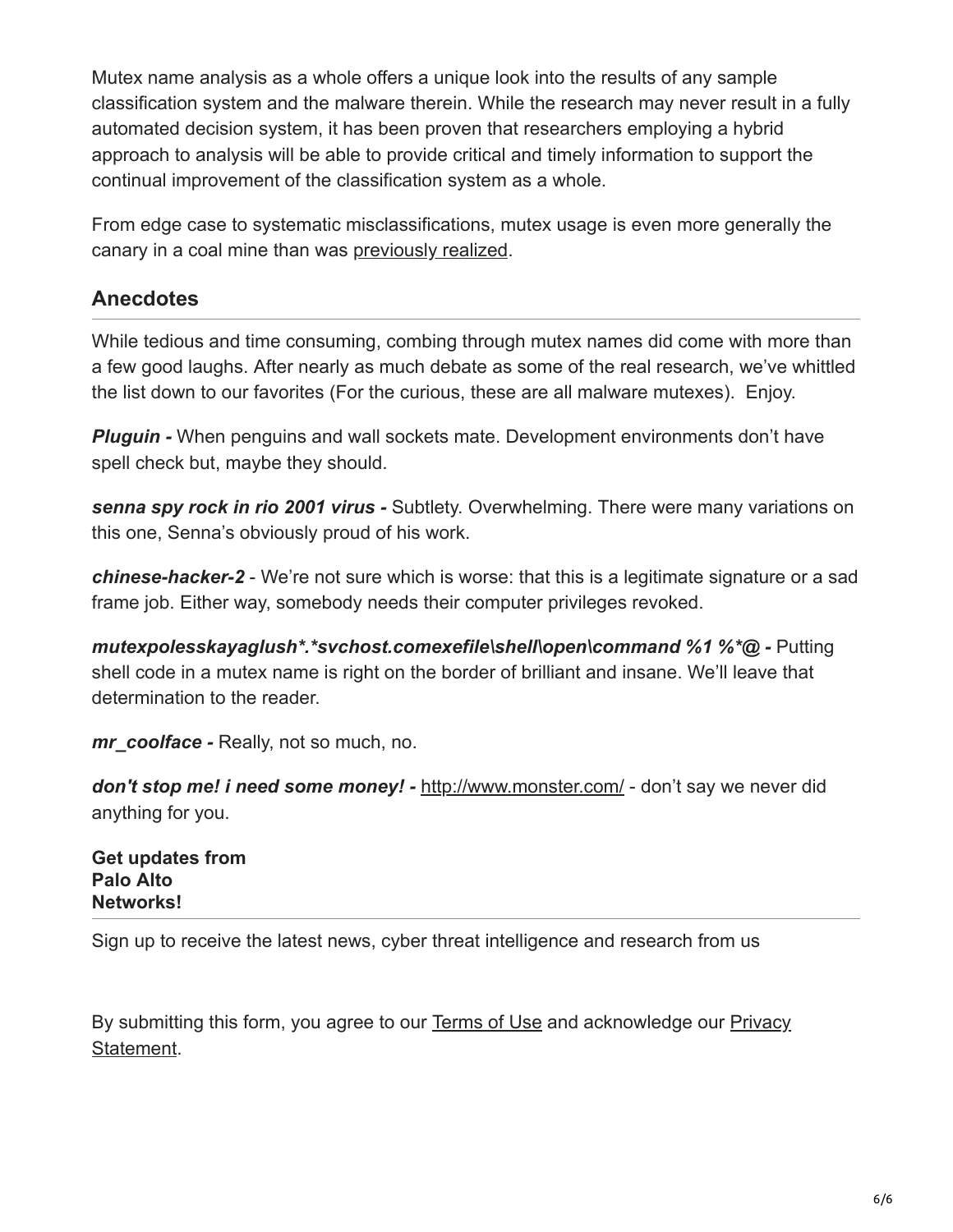Mutex name analysis as a whole offers a unique look into the results of any sample classification system and the malware therein. While the research may never result in a fully automated decision system, it has been proven that researchers employing a hybrid approach to analysis will be able to provide critical and timely information to support the continual improvement of the classification system as a whole.

From edge case to systematic misclassifications, mutex usage is even more generally the canary in a coal mine than was previously realized.

## Anecdotes

While tedious and time consuming, combing through mutex names did come with more than a few good laughs. After nearly as much debate as some of the real research, we've whittled the list down to our favorites (For the curious, these are all malware mutexes). Enjoy.

***Pluguin -*** When penguins and wall sockets mate. Development environments don't have spell check but, maybe they should.

***senna spy rock in rio 2001 virus -*** Subtlety. Overwhelming. There were many variations on this one, Senna's obviously proud of his work.

***chinese-hacker-2*** - We're not sure which is worse: that this is a legitimate signature or a sad frame job. Either way, somebody needs their computer privileges revoked.

***mutexpolesskayaglush*.*svchost.comexefile\shell\open\command %1 %*@ -*** Putting shell code in a mutex name is right on the border of brilliant and insane. We'll leave that determination to the reader.

***mr_coolface -*** Really, not so much, no.

***don't stop me! i need some money! -*** http://www.monster.com/ - don't say we never did anything for you.

**Get updates from Palo Alto Networks!**

Sign up to receive the latest news, cyber threat intelligence and research from us

By submitting this form, you agree to our Terms of Use and acknowledge our Privacy Statement.